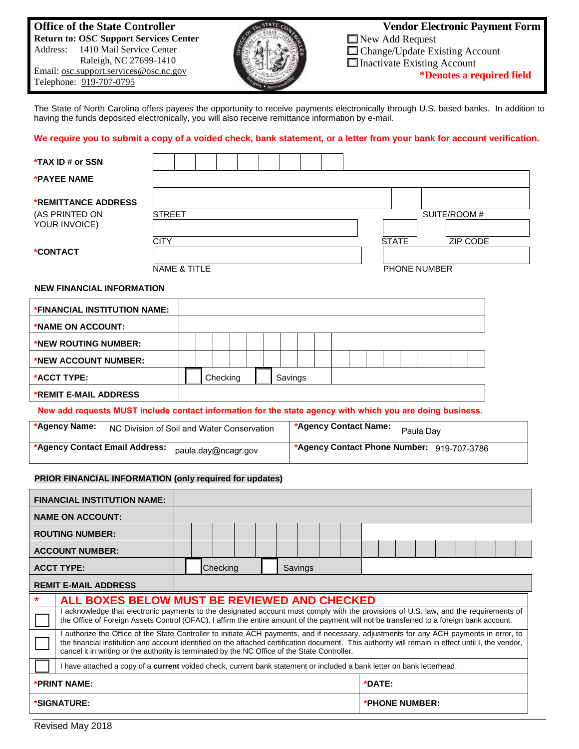**Office of the State Controller**
**Return to: OSC Support Services Center**
Address: 1410 Mail Service Center
Raleigh, NC 27699-1410
Email: osc.support.services@osc.nc.gov
Telephone: 919-707-0795

# Vendor Electronic Payment Form

☐ New Add Request
☐ Change/Update Existing Account
☐ Inactivate Existing Account

***Denotes a required field**

The State of North Carolina offers payees the opportunity to receive payments electronically through U.S. based banks. In addition to having the funds deposited electronically, you will also receive remittance information by e-mail.

**We require you to submit a copy of a voided check, bank statement, or a letter from your bank for account verification.**

**\*TAX ID # or SSN**

**\*PAYEE NAME**

**\*REMITTANCE ADDRESS**
(AS PRINTED ON YOUR INVOICE)

STREET | SUITE/ROOM #

CITY | STATE | ZIP CODE

**\*CONTACT**

NAME & TITLE | PHONE NUMBER

**NEW FINANCIAL INFORMATION**

| | |
|---|---|
| **\*FINANCIAL INSTITUTION NAME:** | |
| **\*NAME ON ACCOUNT:** | |
| **\*NEW ROUTING NUMBER:** | |
| **\*NEW ACCOUNT NUMBER:** | |
| **\*ACCT TYPE:** | ☐ Checking ☐ Savings |
| **\*REMIT E-MAIL ADDRESS** | |

**New add requests MUST include contact information for the state agency with which you are doing business.**

| | |
|---|---|
| **\*Agency Name:** NC Division of Soil and Water Conservation | **\*Agency Contact Name:** Paula Day |
| **\*Agency Contact Email Address:** paula.day@ncagr.gov | **\*Agency Contact Phone Number:** 919-707-3786 |

**PRIOR FINANCIAL INFORMATION (only required for updates)**

| | |
|---|---|
| **FINANCIAL INSTITUTION NAME:** | |
| **NAME ON ACCOUNT:** | |
| **ROUTING NUMBER:** | |
| **ACCOUNT NUMBER:** | |
| **ACCT TYPE:** | ☐ Checking ☐ Savings |
| **REMIT E-MAIL ADDRESS** | |

| * | **ALL BOXES BELOW MUST BE REVIEWED AND CHECKED** |
|---|---|
| ☐ | I acknowledge that electronic payments to the designated account must comply with the provisions of U.S. law, and the requirements of the Office of Foreign Assets Control (OFAC). I affirm the entire amount of the payment will not be transferred to a foreign bank account. |
| ☐ | I authorize the Office of the State Controller to initiate ACH payments, and if necessary, adjustments for any ACH payments in error, to the financial institution and account identified on the attached certification document. This authority will remain in effect until I, the vendor, cancel it in writing or the authority is terminated by the NC Office of the State Controller. |
| ☐ | I have attached a copy of a **current** voided check, current bank statement or included a bank letter on bank letterhead. |

| | |
|---|---|
| **\*PRINT NAME:** | **\*DATE:** |
| **\*SIGNATURE:** | **\*PHONE NUMBER:** |

Revised May 2018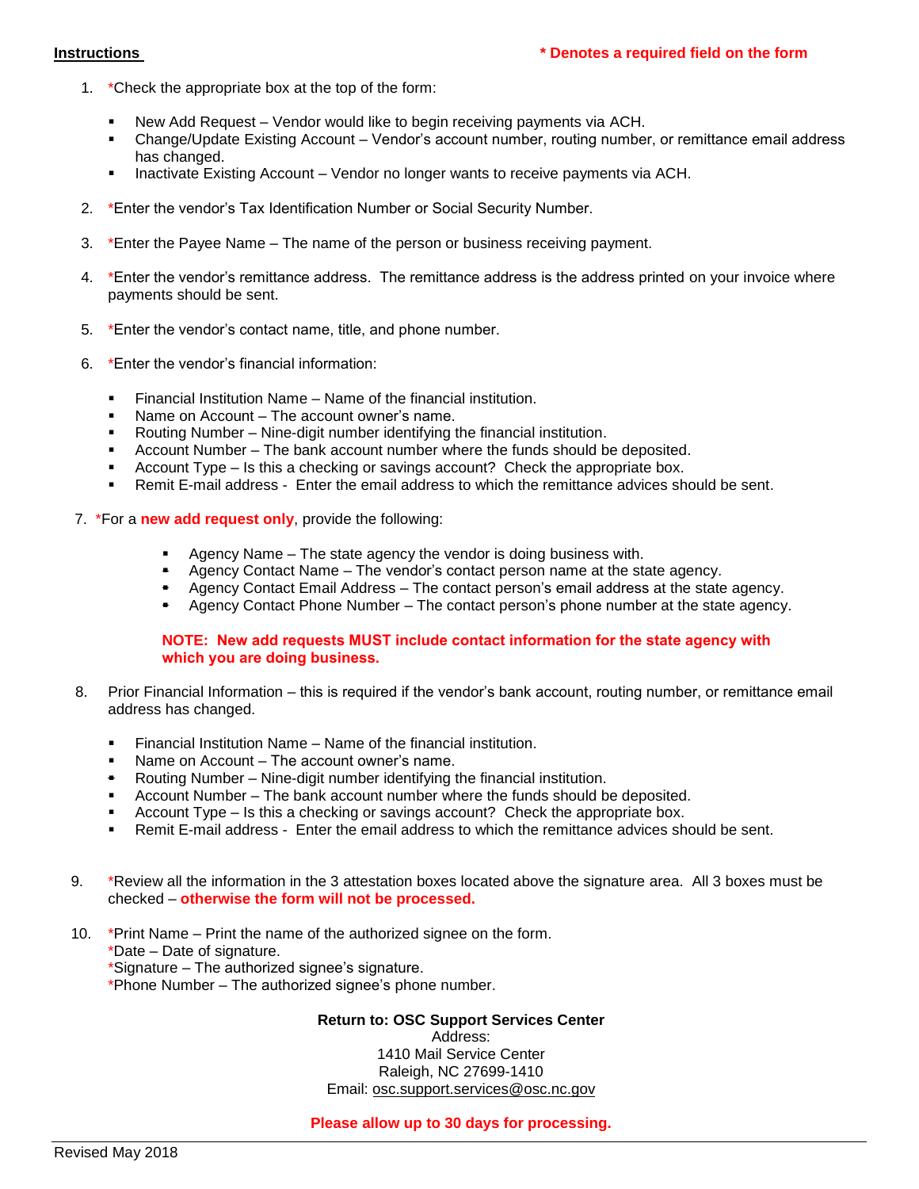**Instructions** **\* Denotes a required field on the form**

1. *Check the appropriate box at the top of the form:
   - New Add Request – Vendor would like to begin receiving payments via ACH.
   - Change/Update Existing Account – Vendor's account number, routing number, or remittance email address has changed.
   - Inactivate Existing Account – Vendor no longer wants to receive payments via ACH.

2. *Enter the vendor's Tax Identification Number or Social Security Number.

3. *Enter the Payee Name – The name of the person or business receiving payment.

4. *Enter the vendor's remittance address. The remittance address is the address printed on your invoice where payments should be sent.

5. *Enter the vendor's contact name, title, and phone number.

6. *Enter the vendor's financial information:
   - Financial Institution Name – Name of the financial institution.
   - Name on Account – The account owner's name.
   - Routing Number – Nine-digit number identifying the financial institution.
   - Account Number – The bank account number where the funds should be deposited.
   - Account Type – Is this a checking or savings account? Check the appropriate box.
   - Remit E-mail address - Enter the email address to which the remittance advices should be sent.

7. *For a **new add request only**, provide the following:
   - Agency Name – The state agency the vendor is doing business with.
   - Agency Contact Name – The vendor's contact person name at the state agency.
   - Agency Contact Email Address – The contact person's email address at the state agency.
   - Agency Contact Phone Number – The contact person's phone number at the state agency.

   **NOTE: New add requests MUST include contact information for the state agency with which you are doing business.**

8. Prior Financial Information – this is required if the vendor's bank account, routing number, or remittance email address has changed.
   - Financial Institution Name – Name of the financial institution.
   - Name on Account – The account owner's name.
   - Routing Number – Nine-digit number identifying the financial institution.
   - Account Number – The bank account number where the funds should be deposited.
   - Account Type – Is this a checking or savings account? Check the appropriate box.
   - Remit E-mail address - Enter the email address to which the remittance advices should be sent.

9. *Review all the information in the 3 attestation boxes located above the signature area. All 3 boxes must be checked – **otherwise the form will not be processed.**

10. *Print Name – Print the name of the authorized signee on the form.
    *Date – Date of signature.
    *Signature – The authorized signee's signature.
    *Phone Number – The authorized signee's phone number.

**Return to: OSC Support Services Center**
Address:
1410 Mail Service Center
Raleigh, NC 27699-1410
Email: osc.support.services@osc.nc.gov

**Please allow up to 30 days for processing.**

Revised May 2018